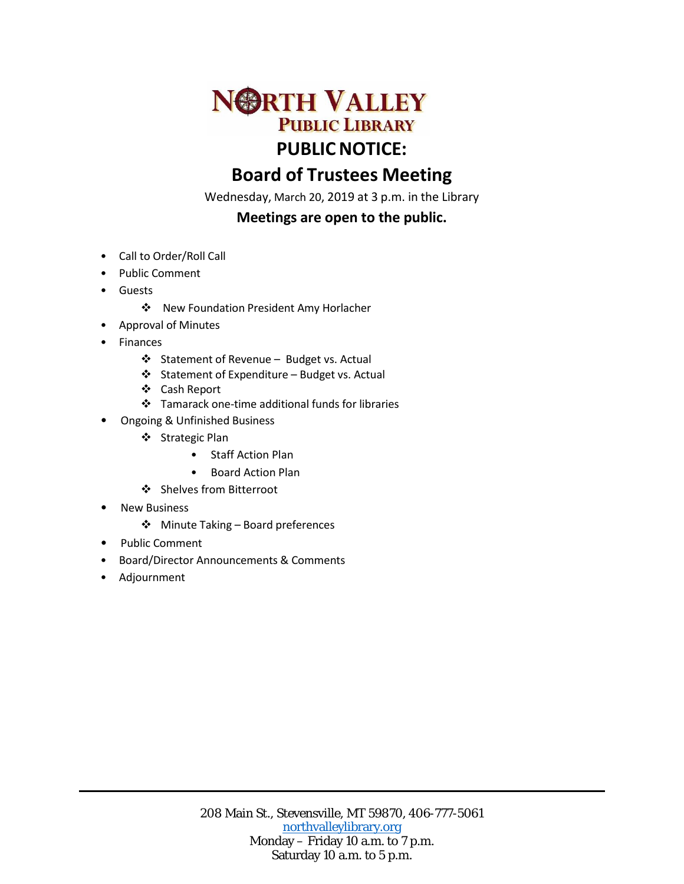# NORTH VALLEY PUBLIC LIBRARY

# PUBLIC NOTICE:

## Board of Trustees Meeting

Wednesday, March 20, 2019 at 3 p.m. in the Library

**Meetings are open to the public.**

- Call to Order/Roll Call
- Public Comment
- Guests
  - ❖ New Foundation President Amy Horlacher
- Approval of Minutes
- Finances
  - ❖ Statement of Revenue – Budget vs. Actual
  - ❖ Statement of Expenditure – Budget vs. Actual
  - ❖ Cash Report
  - ❖ Tamarack one-time additional funds for libraries
- Ongoing & Unfinished Business
  - ❖ Strategic Plan
    - Staff Action Plan
    - Board Action Plan
  - ❖ Shelves from Bitterroot
- New Business
  - ❖ Minute Taking – Board preferences
- Public Comment
- Board/Director Announcements & Comments
- Adjournment

---

208 Main St., Stevensville, MT 59870, 406-777-5061
northvalleylibrary.org
Monday – Friday 10 a.m. to 7 p.m.
Saturday 10 a.m. to 5 p.m.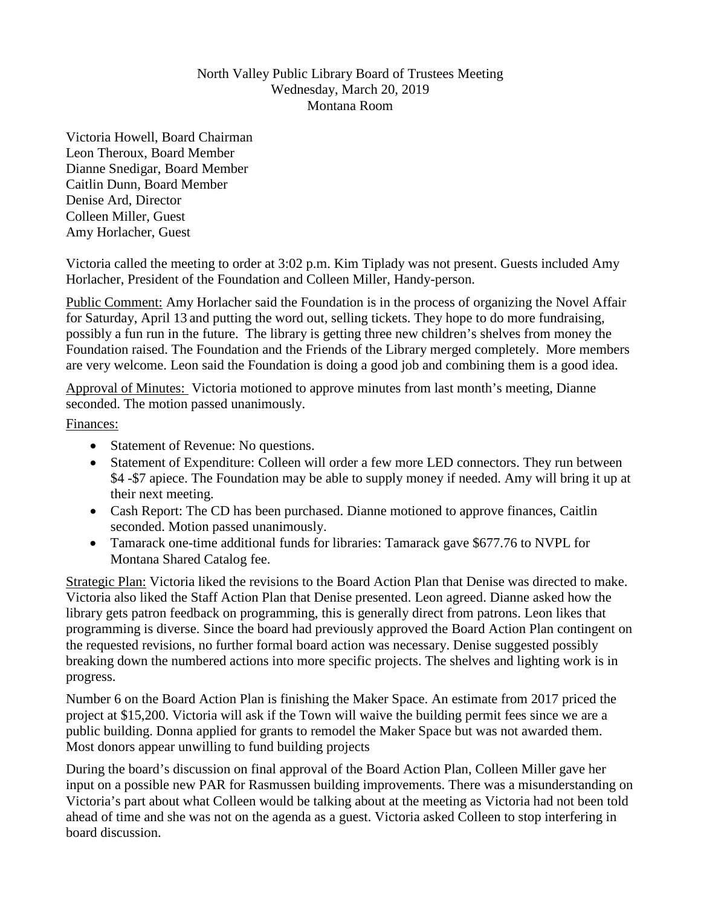North Valley Public Library Board of Trustees Meeting
Wednesday, March 20, 2019
Montana Room

Victoria Howell, Board Chairman
Leon Theroux, Board Member
Dianne Snedigar, Board Member
Caitlin Dunn, Board Member
Denise Ard, Director
Colleen Miller, Guest
Amy Horlacher, Guest

Victoria called the meeting to order at 3:02 p.m. Kim Tiplady was not present. Guests included Amy Horlacher, President of the Foundation and Colleen Miller, Handy-person.

<u>Public Comment:</u> Amy Horlacher said the Foundation is in the process of organizing the Novel Affair for Saturday, April 13 and putting the word out, selling tickets. They hope to do more fundraising, possibly a fun run in the future. The library is getting three new children's shelves from money the Foundation raised. The Foundation and the Friends of the Library merged completely. More members are very welcome. Leon said the Foundation is doing a good job and combining them is a good idea.

<u>Approval of Minutes:</u> Victoria motioned to approve minutes from last month's meeting, Dianne seconded. The motion passed unanimously.

<u>Finances:</u>

- Statement of Revenue: No questions.
- Statement of Expenditure: Colleen will order a few more LED connectors. They run between $4 -$7 apiece. The Foundation may be able to supply money if needed. Amy will bring it up at their next meeting.
- Cash Report: The CD has been purchased. Dianne motioned to approve finances, Caitlin seconded. Motion passed unanimously.
- Tamarack one-time additional funds for libraries: Tamarack gave $677.76 to NVPL for Montana Shared Catalog fee.

<u>Strategic Plan:</u> Victoria liked the revisions to the Board Action Plan that Denise was directed to make. Victoria also liked the Staff Action Plan that Denise presented. Leon agreed. Dianne asked how the library gets patron feedback on programming, this is generally direct from patrons. Leon likes that programming is diverse. Since the board had previously approved the Board Action Plan contingent on the requested revisions, no further formal board action was necessary. Denise suggested possibly breaking down the numbered actions into more specific projects. The shelves and lighting work is in progress.

Number 6 on the Board Action Plan is finishing the Maker Space. An estimate from 2017 priced the project at $15,200. Victoria will ask if the Town will waive the building permit fees since we are a public building. Donna applied for grants to remodel the Maker Space but was not awarded them. Most donors appear unwilling to fund building projects

During the board's discussion on final approval of the Board Action Plan, Colleen Miller gave her input on a possible new PAR for Rasmussen building improvements. There was a misunderstanding on Victoria's part about what Colleen would be talking about at the meeting as Victoria had not been told ahead of time and she was not on the agenda as a guest. Victoria asked Colleen to stop interfering in board discussion.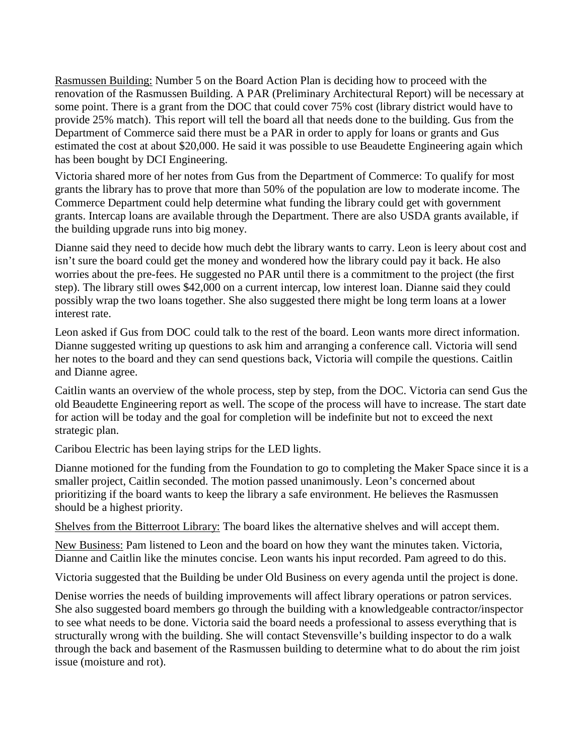Rasmussen Building: Number 5 on the Board Action Plan is deciding how to proceed with the renovation of the Rasmussen Building. A PAR (Preliminary Architectural Report) will be necessary at some point. There is a grant from the DOC that could cover 75% cost (library district would have to provide 25% match). This report will tell the board all that needs done to the building. Gus from the Department of Commerce said there must be a PAR in order to apply for loans or grants and Gus estimated the cost at about $20,000. He said it was possible to use Beaudette Engineering again which has been bought by DCI Engineering.

Victoria shared more of her notes from Gus from the Department of Commerce: To qualify for most grants the library has to prove that more than 50% of the population are low to moderate income. The Commerce Department could help determine what funding the library could get with government grants. Intercap loans are available through the Department. There are also USDA grants available, if the building upgrade runs into big money.

Dianne said they need to decide how much debt the library wants to carry. Leon is leery about cost and isn't sure the board could get the money and wondered how the library could pay it back. He also worries about the pre-fees. He suggested no PAR until there is a commitment to the project (the first step). The library still owes $42,000 on a current intercap, low interest loan. Dianne said they could possibly wrap the two loans together. She also suggested there might be long term loans at a lower interest rate.

Leon asked if Gus from DOC could talk to the rest of the board. Leon wants more direct information. Dianne suggested writing up questions to ask him and arranging a conference call. Victoria will send her notes to the board and they can send questions back, Victoria will compile the questions. Caitlin and Dianne agree.

Caitlin wants an overview of the whole process, step by step, from the DOC. Victoria can send Gus the old Beaudette Engineering report as well. The scope of the process will have to increase. The start date for action will be today and the goal for completion will be indefinite but not to exceed the next strategic plan.

Caribou Electric has been laying strips for the LED lights.

Dianne motioned for the funding from the Foundation to go to completing the Maker Space since it is a smaller project, Caitlin seconded. The motion passed unanimously. Leon's concerned about prioritizing if the board wants to keep the library a safe environment. He believes the Rasmussen should be a highest priority.

Shelves from the Bitterroot Library: The board likes the alternative shelves and will accept them.

New Business: Pam listened to Leon and the board on how they want the minutes taken. Victoria, Dianne and Caitlin like the minutes concise. Leon wants his input recorded. Pam agreed to do this.

Victoria suggested that the Building be under Old Business on every agenda until the project is done.

Denise worries the needs of building improvements will affect library operations or patron services. She also suggested board members go through the building with a knowledgeable contractor/inspector to see what needs to be done. Victoria said the board needs a professional to assess everything that is structurally wrong with the building. She will contact Stevensville's building inspector to do a walk through the back and basement of the Rasmussen building to determine what to do about the rim joist issue (moisture and rot).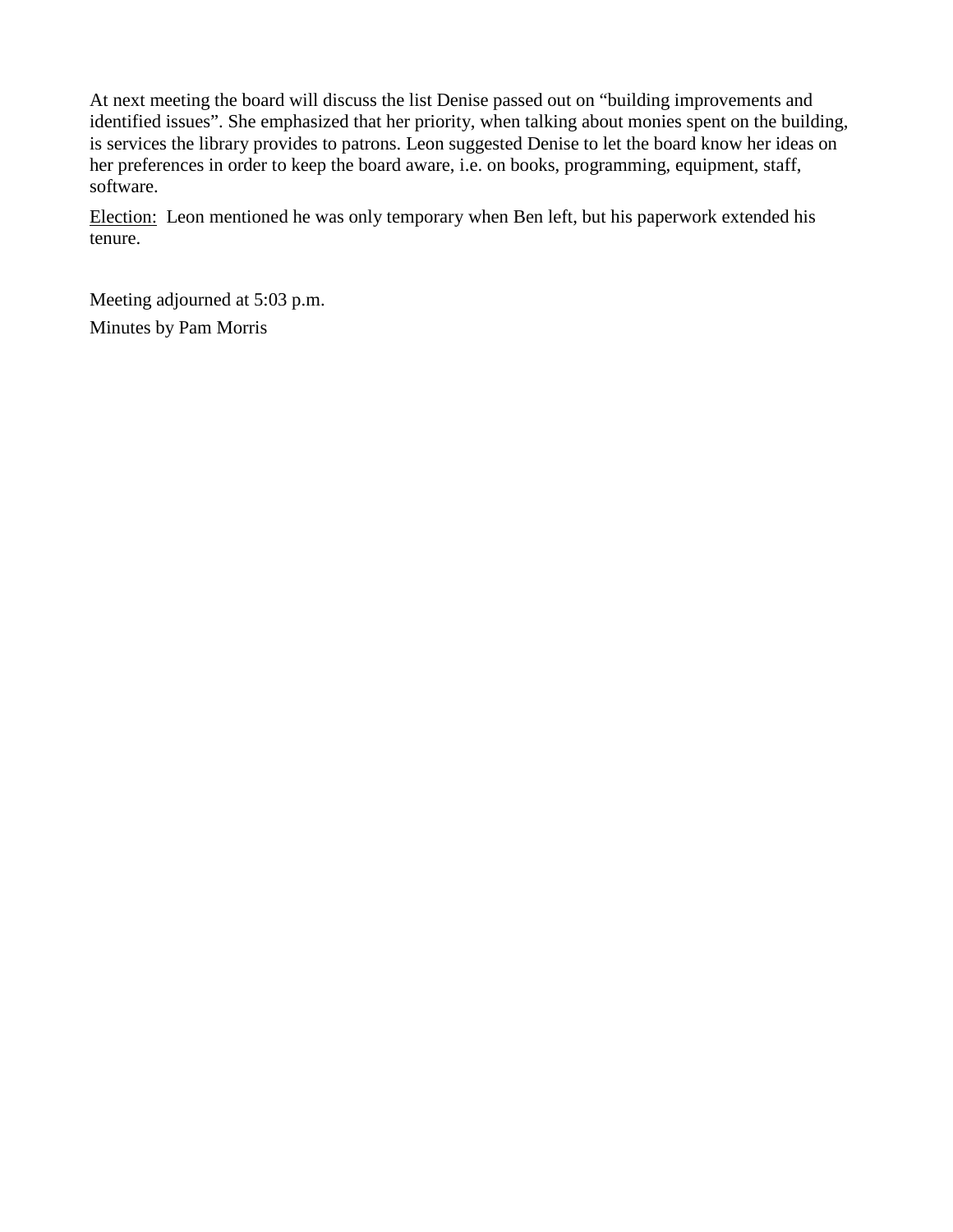At next meeting the board will discuss the list Denise passed out on "building improvements and identified issues". She emphasized that her priority, when talking about monies spent on the building, is services the library provides to patrons. Leon suggested Denise to let the board know her ideas on her preferences in order to keep the board aware, i.e. on books, programming, equipment, staff, software.

<u>Election:</u> Leon mentioned he was only temporary when Ben left, but his paperwork extended his tenure.

Meeting adjourned at 5:03 p.m.

Minutes by Pam Morris